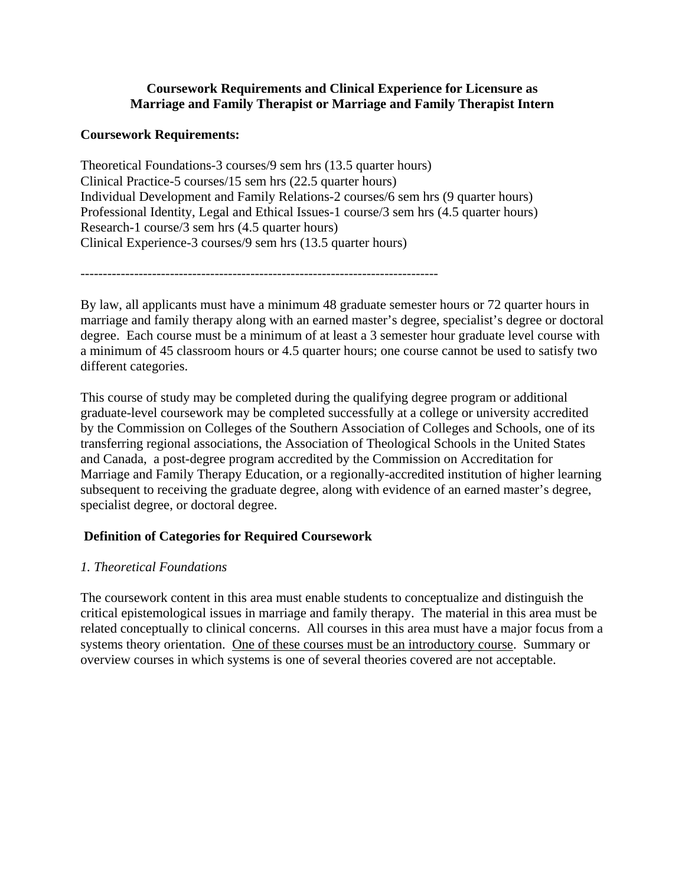**Coursework Requirements and Clinical Experience for Licensure as Marriage and Family Therapist or Marriage and Family Therapist Intern**

**Coursework Requirements:**

Theoretical Foundations-3 courses/9 sem hrs (13.5 quarter hours)
Clinical Practice-5 courses/15 sem hrs (22.5 quarter hours)
Individual Development and Family Relations-2 courses/6 sem hrs (9 quarter hours)
Professional Identity, Legal and Ethical Issues-1 course/3 sem hrs (4.5 quarter hours)
Research-1 course/3 sem hrs (4.5 quarter hours)
Clinical Experience-3 courses/9 sem hrs (13.5 quarter hours)

---

By law, all applicants must have a minimum 48 graduate semester hours or 72 quarter hours in marriage and family therapy along with an earned master's degree, specialist's degree or doctoral degree. Each course must be a minimum of at least a 3 semester hour graduate level course with a minimum of 45 classroom hours or 4.5 quarter hours; one course cannot be used to satisfy two different categories.

This course of study may be completed during the qualifying degree program or additional graduate-level coursework may be completed successfully at a college or university accredited by the Commission on Colleges of the Southern Association of Colleges and Schools, one of its transferring regional associations, the Association of Theological Schools in the United States and Canada, a post-degree program accredited by the Commission on Accreditation for Marriage and Family Therapy Education, or a regionally-accredited institution of higher learning subsequent to receiving the graduate degree, along with evidence of an earned master's degree, specialist degree, or doctoral degree.

**Definition of Categories for Required Coursework**

*1. Theoretical Foundations*

The coursework content in this area must enable students to conceptualize and distinguish the critical epistemological issues in marriage and family therapy. The material in this area must be related conceptually to clinical concerns. All courses in this area must have a major focus from a systems theory orientation. <u>One of these courses must be an introductory course</u>. Summary or overview courses in which systems is one of several theories covered are not acceptable.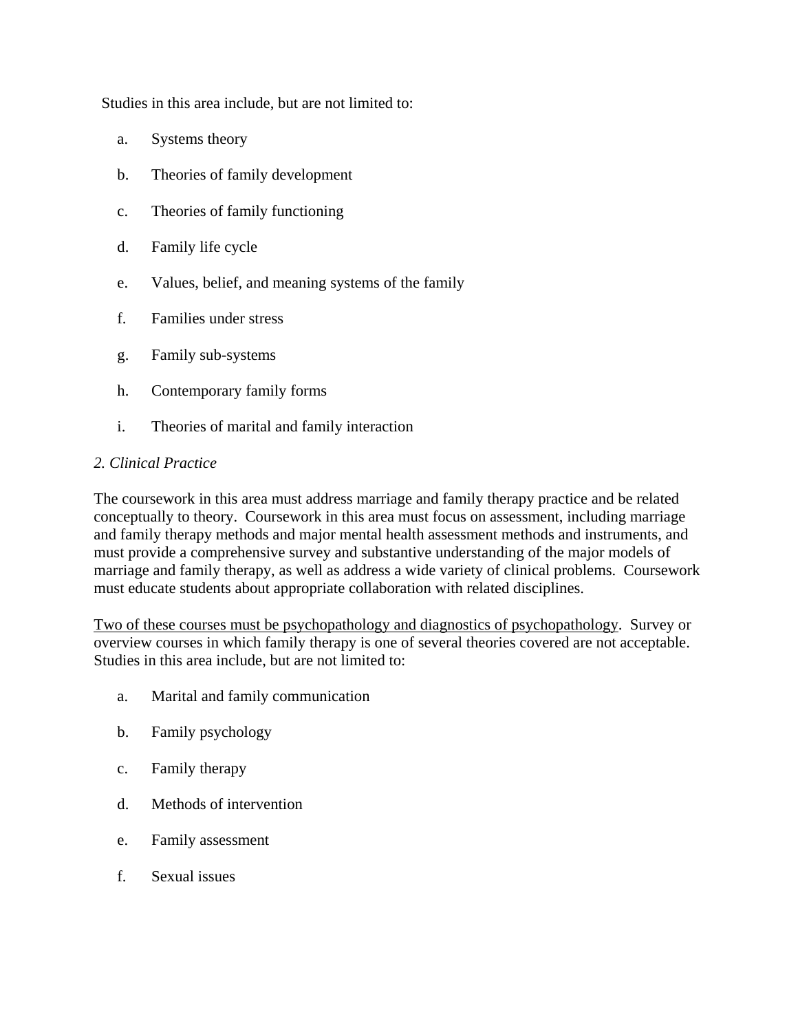Studies in this area include, but are not limited to:

a. Systems theory

b. Theories of family development

c. Theories of family functioning

d. Family life cycle

e. Values, belief, and meaning systems of the family

f. Families under stress

g. Family sub-systems

h. Contemporary family forms

i. Theories of marital and family interaction

*2. Clinical Practice*

The coursework in this area must address marriage and family therapy practice and be related conceptually to theory. Coursework in this area must focus on assessment, including marriage and family therapy methods and major mental health assessment methods and instruments, and must provide a comprehensive survey and substantive understanding of the major models of marriage and family therapy, as well as address a wide variety of clinical problems. Coursework must educate students about appropriate collaboration with related disciplines.

<u>Two of these courses must be psychopathology and diagnostics of psychopathology</u>. Survey or overview courses in which family therapy is one of several theories covered are not acceptable. Studies in this area include, but are not limited to:

a. Marital and family communication

b. Family psychology

c. Family therapy

d. Methods of intervention

e. Family assessment

f. Sexual issues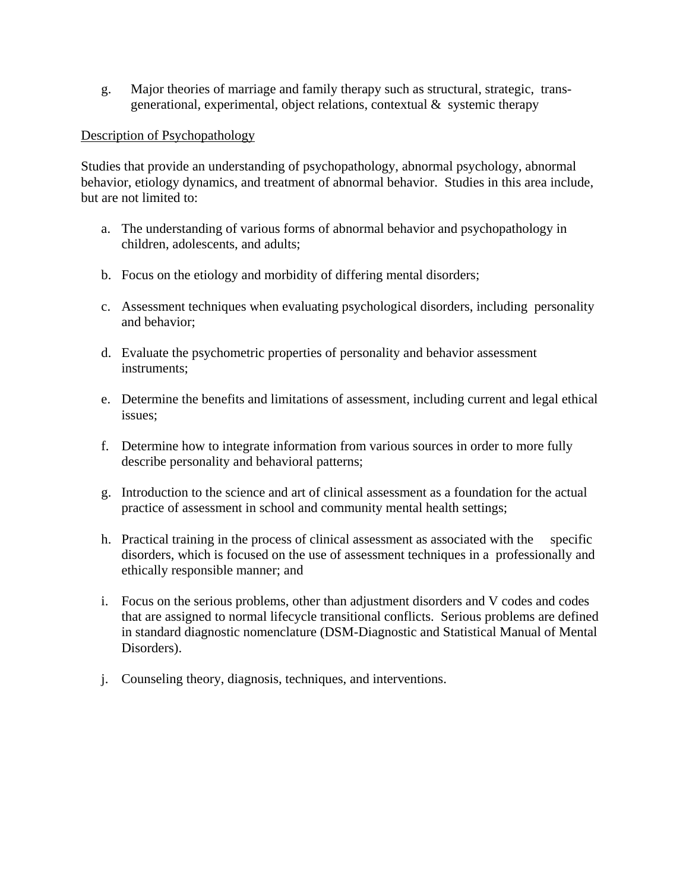g. Major theories of marriage and family therapy such as structural, strategic, trans-generational, experimental, object relations, contextual & systemic therapy

<u>Description of Psychopathology</u>

Studies that provide an understanding of psychopathology, abnormal psychology, abnormal behavior, etiology dynamics, and treatment of abnormal behavior. Studies in this area include, but are not limited to:

a. The understanding of various forms of abnormal behavior and psychopathology in children, adolescents, and adults;

b. Focus on the etiology and morbidity of differing mental disorders;

c. Assessment techniques when evaluating psychological disorders, including personality and behavior;

d. Evaluate the psychometric properties of personality and behavior assessment instruments;

e. Determine the benefits and limitations of assessment, including current and legal ethical issues;

f. Determine how to integrate information from various sources in order to more fully describe personality and behavioral patterns;

g. Introduction to the science and art of clinical assessment as a foundation for the actual practice of assessment in school and community mental health settings;

h. Practical training in the process of clinical assessment as associated with the specific disorders, which is focused on the use of assessment techniques in a professionally and ethically responsible manner; and

i. Focus on the serious problems, other than adjustment disorders and V codes and codes that are assigned to normal lifecycle transitional conflicts. Serious problems are defined in standard diagnostic nomenclature (DSM-Diagnostic and Statistical Manual of Mental Disorders).

j. Counseling theory, diagnosis, techniques, and interventions.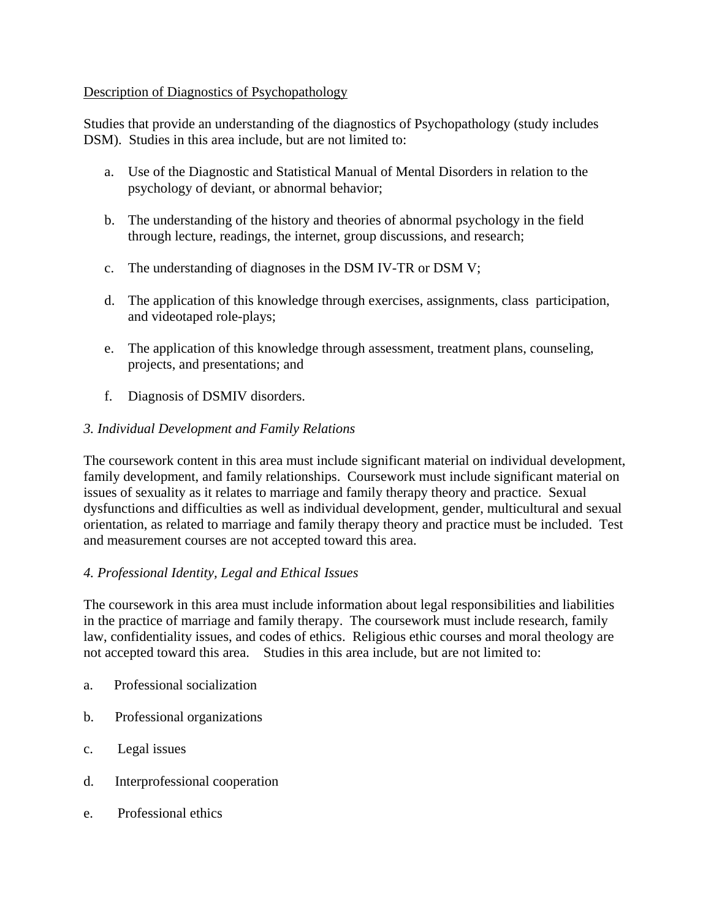<u>Description of Diagnostics of Psychopathology</u>

Studies that provide an understanding of the diagnostics of Psychopathology (study includes DSM). Studies in this area include, but are not limited to:

a. Use of the Diagnostic and Statistical Manual of Mental Disorders in relation to the psychology of deviant, or abnormal behavior;

b. The understanding of the history and theories of abnormal psychology in the field through lecture, readings, the internet, group discussions, and research;

c. The understanding of diagnoses in the DSM IV-TR or DSM V;

d. The application of this knowledge through exercises, assignments, class participation, and videotaped role-plays;

e. The application of this knowledge through assessment, treatment plans, counseling, projects, and presentations; and

f. Diagnosis of DSMIV disorders.

*3. Individual Development and Family Relations*

The coursework content in this area must include significant material on individual development, family development, and family relationships. Coursework must include significant material on issues of sexuality as it relates to marriage and family therapy theory and practice. Sexual dysfunctions and difficulties as well as individual development, gender, multicultural and sexual orientation, as related to marriage and family therapy theory and practice must be included. Test and measurement courses are not accepted toward this area.

*4. Professional Identity, Legal and Ethical Issues*

The coursework in this area must include information about legal responsibilities and liabilities in the practice of marriage and family therapy. The coursework must include research, family law, confidentiality issues, and codes of ethics. Religious ethic courses and moral theology are not accepted toward this area. Studies in this area include, but are not limited to:

a. Professional socialization

b. Professional organizations

c. Legal issues

d. Interprofessional cooperation

e. Professional ethics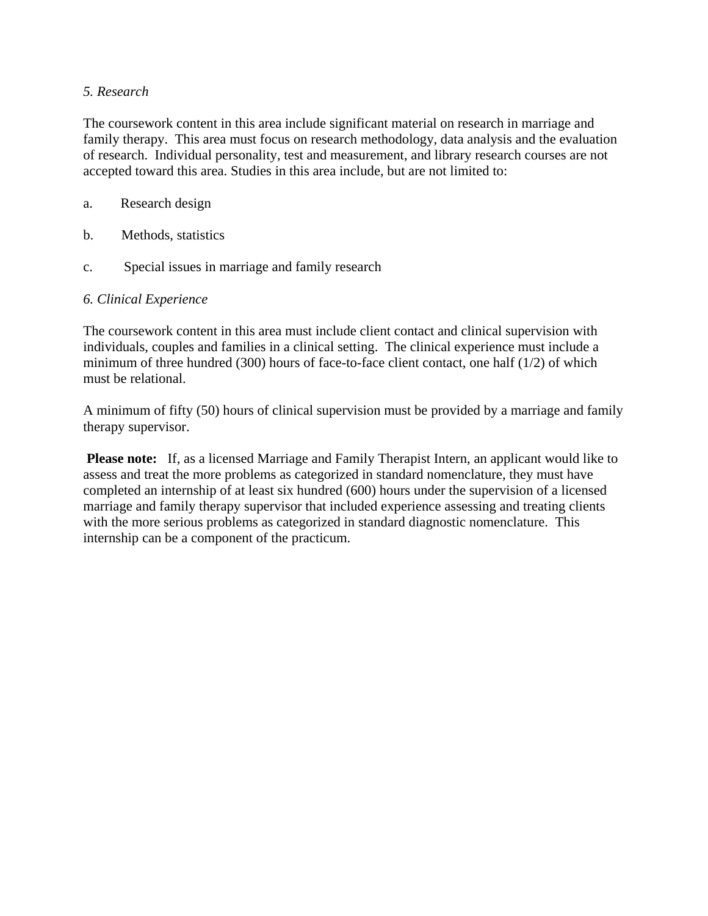*5. Research*

The coursework content in this area include significant material on research in marriage and family therapy. This area must focus on research methodology, data analysis and the evaluation of research. Individual personality, test and measurement, and library research courses are not accepted toward this area. Studies in this area include, but are not limited to:

a. Research design

b. Methods, statistics

c. Special issues in marriage and family research

*6. Clinical Experience*

The coursework content in this area must include client contact and clinical supervision with individuals, couples and families in a clinical setting. The clinical experience must include a minimum of three hundred (300) hours of face-to-face client contact, one half (1/2) of which must be relational.

A minimum of fifty (50) hours of clinical supervision must be provided by a marriage and family therapy supervisor.

**Please note:** If, as a licensed Marriage and Family Therapist Intern, an applicant would like to assess and treat the more problems as categorized in standard nomenclature, they must have completed an internship of at least six hundred (600) hours under the supervision of a licensed marriage and family therapy supervisor that included experience assessing and treating clients with the more serious problems as categorized in standard diagnostic nomenclature. This internship can be a component of the practicum.